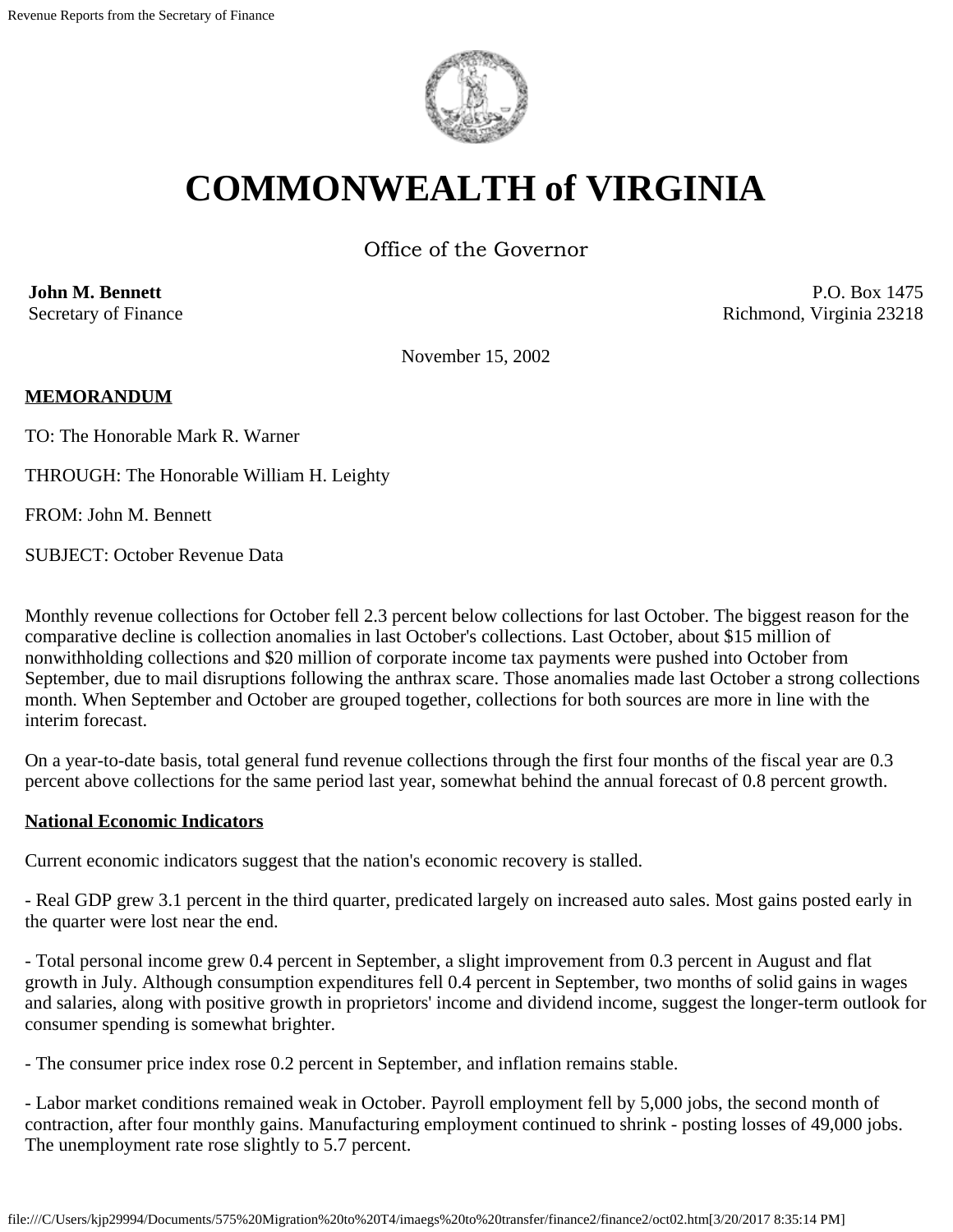# COMMONWEALTH of VIRGINIA

Office of the Governor

**John M. Bennett**
Secretary of Finance

P.O. Box 1475
Richmond, Virginia 23218

November 15, 2002

**MEMORANDUM**

TO: The Honorable Mark R. Warner

THROUGH: The Honorable William H. Leighty

FROM: John M. Bennett

SUBJECT: October Revenue Data

Monthly revenue collections for October fell 2.3 percent below collections for last October. The biggest reason for the comparative decline is collection anomalies in last October's collections. Last October, about $15 million of nonwithholding collections and $20 million of corporate income tax payments were pushed into October from September, due to mail disruptions following the anthrax scare. Those anomalies made last October a strong collections month. When September and October are grouped together, collections for both sources are more in line with the interim forecast.

On a year-to-date basis, total general fund revenue collections through the first four months of the fiscal year are 0.3 percent above collections for the same period last year, somewhat behind the annual forecast of 0.8 percent growth.

**National Economic Indicators**

Current economic indicators suggest that the nation's economic recovery is stalled.

- Real GDP grew 3.1 percent in the third quarter, predicated largely on increased auto sales. Most gains posted early in the quarter were lost near the end.

- Total personal income grew 0.4 percent in September, a slight improvement from 0.3 percent in August and flat growth in July. Although consumption expenditures fell 0.4 percent in September, two months of solid gains in wages and salaries, along with positive growth in proprietors' income and dividend income, suggest the longer-term outlook for consumer spending is somewhat brighter.

- The consumer price index rose 0.2 percent in September, and inflation remains stable.

- Labor market conditions remained weak in October. Payroll employment fell by 5,000 jobs, the second month of contraction, after four monthly gains. Manufacturing employment continued to shrink - posting losses of 49,000 jobs. The unemployment rate rose slightly to 5.7 percent.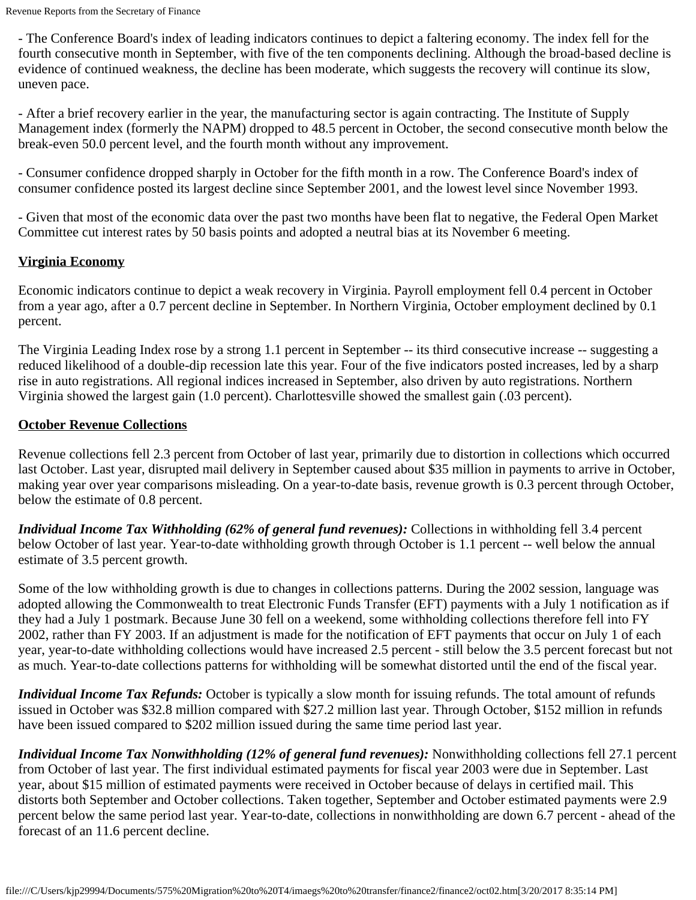- The Conference Board's index of leading indicators continues to depict a faltering economy. The index fell for the fourth consecutive month in September, with five of the ten components declining. Although the broad-based decline is evidence of continued weakness, the decline has been moderate, which suggests the recovery will continue its slow, uneven pace.

- After a brief recovery earlier in the year, the manufacturing sector is again contracting. The Institute of Supply Management index (formerly the NAPM) dropped to 48.5 percent in October, the second consecutive month below the break-even 50.0 percent level, and the fourth month without any improvement.

- Consumer confidence dropped sharply in October for the fifth month in a row. The Conference Board's index of consumer confidence posted its largest decline since September 2001, and the lowest level since November 1993.

- Given that most of the economic data over the past two months have been flat to negative, the Federal Open Market Committee cut interest rates by 50 basis points and adopted a neutral bias at its November 6 meeting.

## Virginia Economy

Economic indicators continue to depict a weak recovery in Virginia. Payroll employment fell 0.4 percent in October from a year ago, after a 0.7 percent decline in September. In Northern Virginia, October employment declined by 0.1 percent.

The Virginia Leading Index rose by a strong 1.1 percent in September -- its third consecutive increase -- suggesting a reduced likelihood of a double-dip recession late this year. Four of the five indicators posted increases, led by a sharp rise in auto registrations. All regional indices increased in September, also driven by auto registrations. Northern Virginia showed the largest gain (1.0 percent). Charlottesville showed the smallest gain (.03 percent).

## October Revenue Collections

Revenue collections fell 2.3 percent from October of last year, primarily due to distortion in collections which occurred last October. Last year, disrupted mail delivery in September caused about $35 million in payments to arrive in October, making year over year comparisons misleading. On a year-to-date basis, revenue growth is 0.3 percent through October, below the estimate of 0.8 percent.

***Individual Income Tax Withholding (62% of general fund revenues):*** Collections in withholding fell 3.4 percent below October of last year. Year-to-date withholding growth through October is 1.1 percent -- well below the annual estimate of 3.5 percent growth.

Some of the low withholding growth is due to changes in collections patterns. During the 2002 session, language was adopted allowing the Commonwealth to treat Electronic Funds Transfer (EFT) payments with a July 1 notification as if they had a July 1 postmark. Because June 30 fell on a weekend, some withholding collections therefore fell into FY 2002, rather than FY 2003. If an adjustment is made for the notification of EFT payments that occur on July 1 of each year, year-to-date withholding collections would have increased 2.5 percent - still below the 3.5 percent forecast but not as much. Year-to-date collections patterns for withholding will be somewhat distorted until the end of the fiscal year.

***Individual Income Tax Refunds:*** October is typically a slow month for issuing refunds. The total amount of refunds issued in October was $32.8 million compared with $27.2 million last year. Through October, $152 million in refunds have been issued compared to $202 million issued during the same time period last year.

***Individual Income Tax Nonwithholding (12% of general fund revenues):*** Nonwithholding collections fell 27.1 percent from October of last year. The first individual estimated payments for fiscal year 2003 were due in September. Last year, about $15 million of estimated payments were received in October because of delays in certified mail. This distorts both September and October collections. Taken together, September and October estimated payments were 2.9 percent below the same period last year. Year-to-date, collections in nonwithholding are down 6.7 percent - ahead of the forecast of an 11.6 percent decline.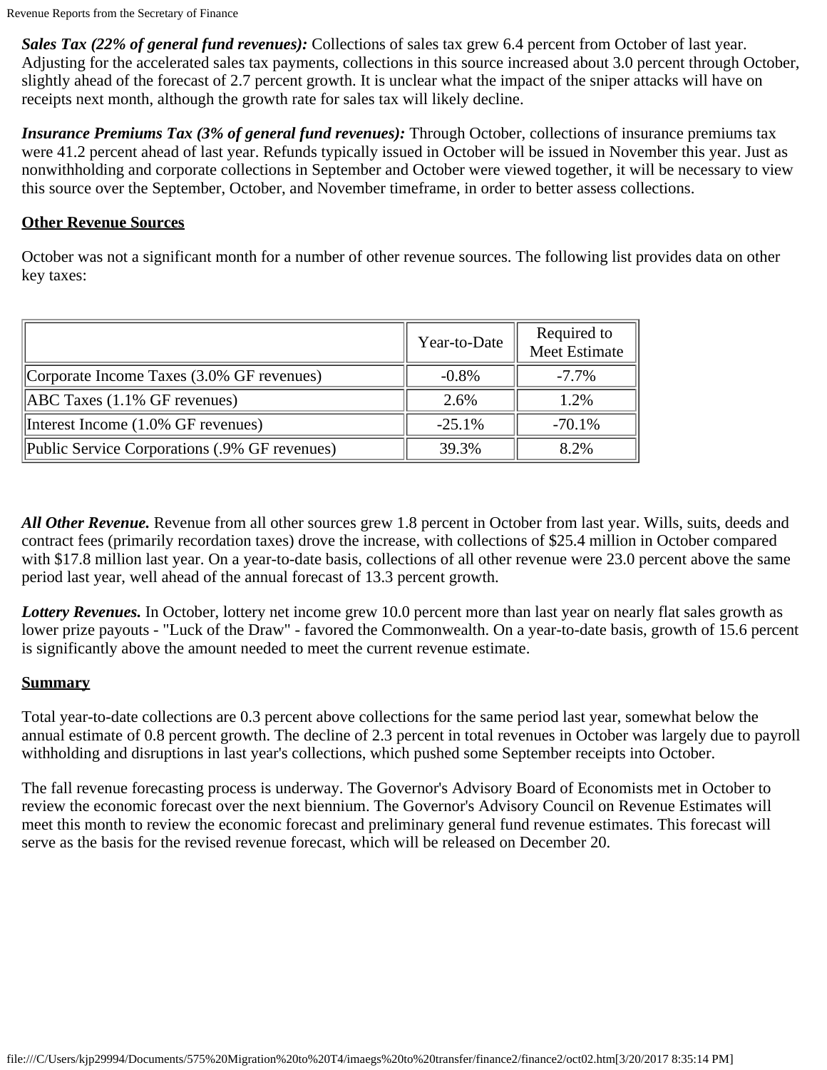***Sales Tax (22% of general fund revenues):*** Collections of sales tax grew 6.4 percent from October of last year. Adjusting for the accelerated sales tax payments, collections in this source increased about 3.0 percent through October, slightly ahead of the forecast of 2.7 percent growth. It is unclear what the impact of the sniper attacks will have on receipts next month, although the growth rate for sales tax will likely decline.

***Insurance Premiums Tax (3% of general fund revenues):*** Through October, collections of insurance premiums tax were 41.2 percent ahead of last year. Refunds typically issued in October will be issued in November this year. Just as nonwithholding and corporate collections in September and October were viewed together, it will be necessary to view this source over the September, October, and November timeframe, in order to better assess collections.

**Other Revenue Sources**

October was not a significant month for a number of other revenue sources. The following list provides data on other key taxes:

| | Year-to-Date | Required to Meet Estimate |
|---|---|---|
| Corporate Income Taxes (3.0% GF revenues) | -0.8% | -7.7% |
| ABC Taxes (1.1% GF revenues) | 2.6% | 1.2% |
| Interest Income (1.0% GF revenues) | -25.1% | -70.1% |
| Public Service Corporations (.9% GF revenues) | 39.3% | 8.2% |

***All Other Revenue.*** Revenue from all other sources grew 1.8 percent in October from last year. Wills, suits, deeds and contract fees (primarily recordation taxes) drove the increase, with collections of $25.4 million in October compared with $17.8 million last year. On a year-to-date basis, collections of all other revenue were 23.0 percent above the same period last year, well ahead of the annual forecast of 13.3 percent growth.

***Lottery Revenues.*** In October, lottery net income grew 10.0 percent more than last year on nearly flat sales growth as lower prize payouts - "Luck of the Draw" - favored the Commonwealth. On a year-to-date basis, growth of 15.6 percent is significantly above the amount needed to meet the current revenue estimate.

**Summary**

Total year-to-date collections are 0.3 percent above collections for the same period last year, somewhat below the annual estimate of 0.8 percent growth. The decline of 2.3 percent in total revenues in October was largely due to payroll withholding and disruptions in last year's collections, which pushed some September receipts into October.

The fall revenue forecasting process is underway. The Governor's Advisory Board of Economists met in October to review the economic forecast over the next biennium. The Governor's Advisory Council on Revenue Estimates will meet this month to review the economic forecast and preliminary general fund revenue estimates. This forecast will serve as the basis for the revised revenue forecast, which will be released on December 20.